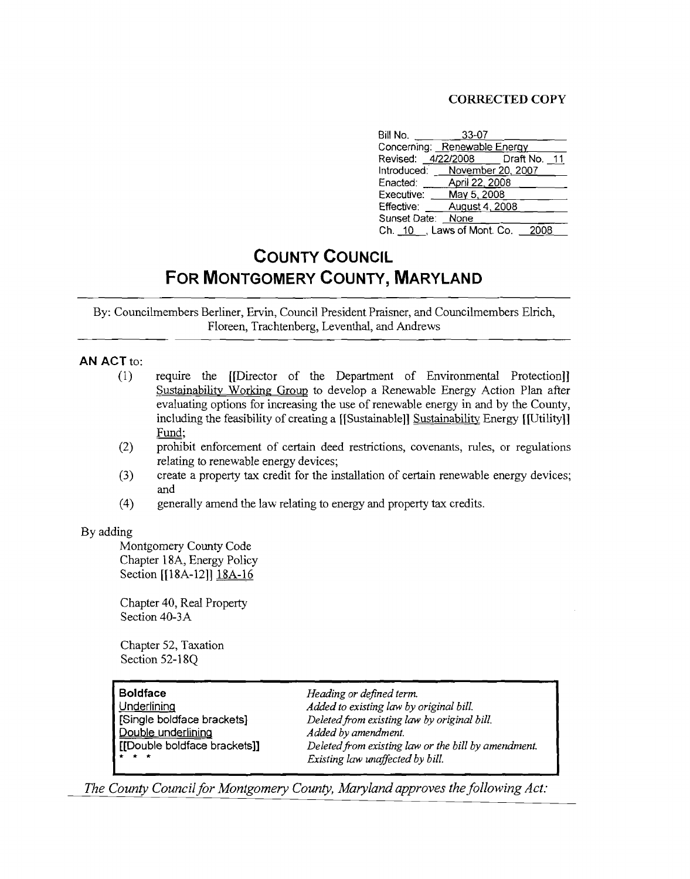**CORRECTED COPY**

Bill No. 33-07
Concerning: Renewable Energy
Revised: 4/22/2008 Draft No. 11
Introduced: November 20, 2007
Enacted: April 22, 2008
Executive: May 5, 2008
Effective: August 4, 2008
Sunset Date: None
Ch. 10, Laws of Mont. Co. 2008

# COUNTY COUNCIL
# FOR MONTGOMERY COUNTY, MARYLAND

By: Councilmembers Berliner, Ervin, Council President Praisner, and Councilmembers Elrich, Floreen, Trachtenberg, Leventhal, and Andrews

**AN ACT** to:

(1) require the [[Director of the Department of Environmental Protection]] Sustainability Working Group to develop a Renewable Energy Action Plan after evaluating options for increasing the use of renewable energy in and by the County, including the feasibility of creating a [[Sustainable]] Sustainability Energy [[Utility]] Fund;

(2) prohibit enforcement of certain deed restrictions, covenants, rules, or regulations relating to renewable energy devices;

(3) create a property tax credit for the installation of certain renewable energy devices; and

(4) generally amend the law relating to energy and property tax credits.

By adding

Montgomery County Code
Chapter 18A, Energy Policy
Section [[18A-12]] 18A-16

Chapter 40, Real Property
Section 40-3A

Chapter 52, Taxation
Section 52-18Q

| | |
|---|---|
| **Boldface** | *Heading or defined term.* |
| Underlining | *Added to existing law by original bill.* |
| [Single boldface brackets] | *Deleted from existing law by original bill.* |
| Double underlining | *Added by amendment.* |
| [[Double boldface brackets]] | *Deleted from existing law or the bill by amendment.* |
| * * * | *Existing law unaffected by bill.* |

*The County Council for Montgomery County, Maryland approves the following Act:*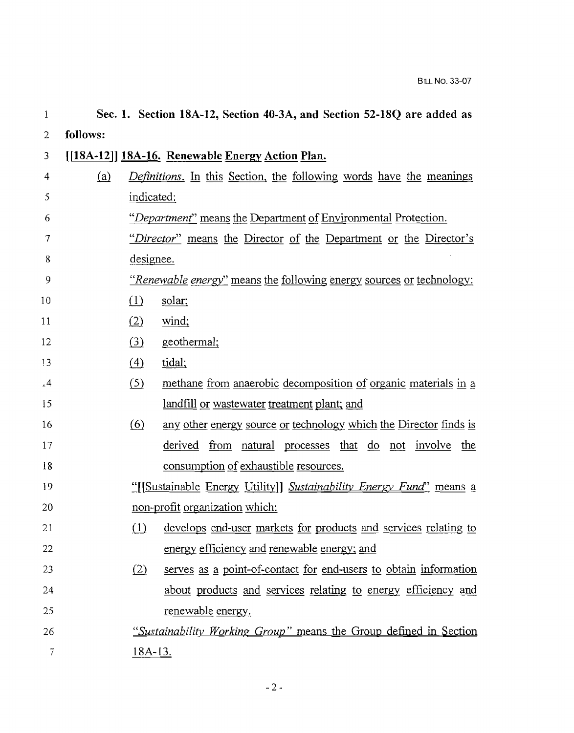**Sec. 1. Section 18A-12, Section 40-3A, and Section 52-18Q are added as follows:**

**[[18A-12]] 18A-16. Renewable Energy Action Plan.**

(a) *Definitions.* In this Section, the following words have the meanings indicated:

"*Department*" means the Department of Environmental Protection.

"*Director*" means the Director of the Department or the Director's designee.

"*Renewable energy*" means the following energy sources or technology:

(1) solar;

(2) wind;

(3) geothermal;

(4) tidal;

(5) methane from anaerobic decomposition of organic materials in a landfill or wastewater treatment plant; and

(6) any other energy source or technology which the Director finds is derived from natural processes that do not involve the consumption of exhaustible resources.

"[[Sustainable Energy Utility]] *Sustainability Energy Fund*" means a non-profit organization which:

(1) develops end-user markets for products and services relating to energy efficiency and renewable energy; and

(2) serves as a point-of-contact for end-users to obtain information about products and services relating to energy efficiency and renewable energy.

"*Sustainability Working Group*" means the Group defined in Section 18A-13.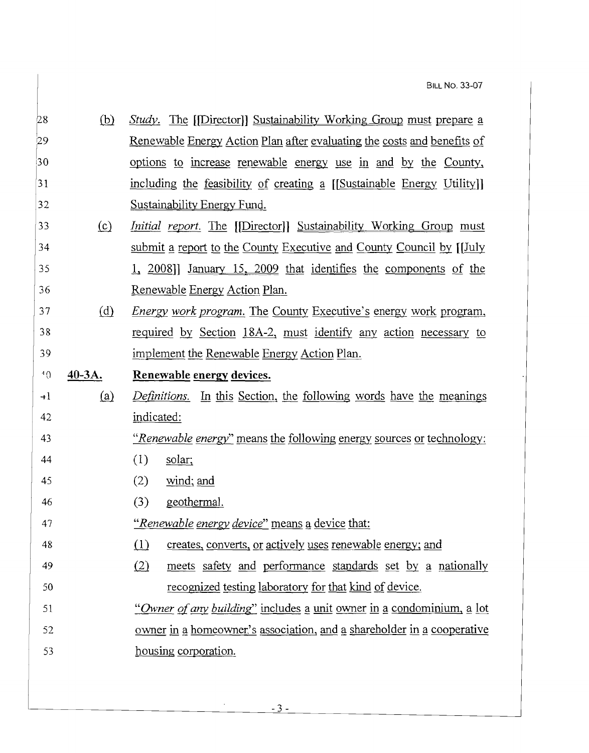28 (b) *Study.* The [[Director]] Sustainability Working Group must prepare a
29 Renewable Energy Action Plan after evaluating the costs and benefits of
30 options to increase renewable energy use in and by the County,
31 including the feasibility of creating a [[Sustainable Energy Utility]]
32 Sustainability Energy Fund.

33 (c) *Initial report.* The [[Director]] Sustainability Working Group must
34 submit a report to the County Executive and County Council by [[July
35 1, 2008]] January 15, 2009 that identifies the components of the
36 Renewable Energy Action Plan.

37 (d) *Energy work program.* The County Executive's energy work program,
38 required by Section 18A-2, must identify any action necessary to
39 implement the Renewable Energy Action Plan.

40 **40-3A. Renewable energy devices.**

41 (a) *Definitions.* In this Section, the following words have the meanings
42 indicated:

43 "*Renewable energy*" means the following energy sources or technology:

44 (1) solar;

45 (2) wind; and

46 (3) geothermal.

47 "*Renewable energy device*" means a device that:

48 (1) creates, converts, or actively uses renewable energy; and

49 (2) meets safety and performance standards set by a nationally
50 recognized testing laboratory for that kind of device.

51 "*Owner of any building*" includes a unit owner in a condominium, a lot
52 owner in a homeowner's association, and a shareholder in a cooperative
53 housing corporation.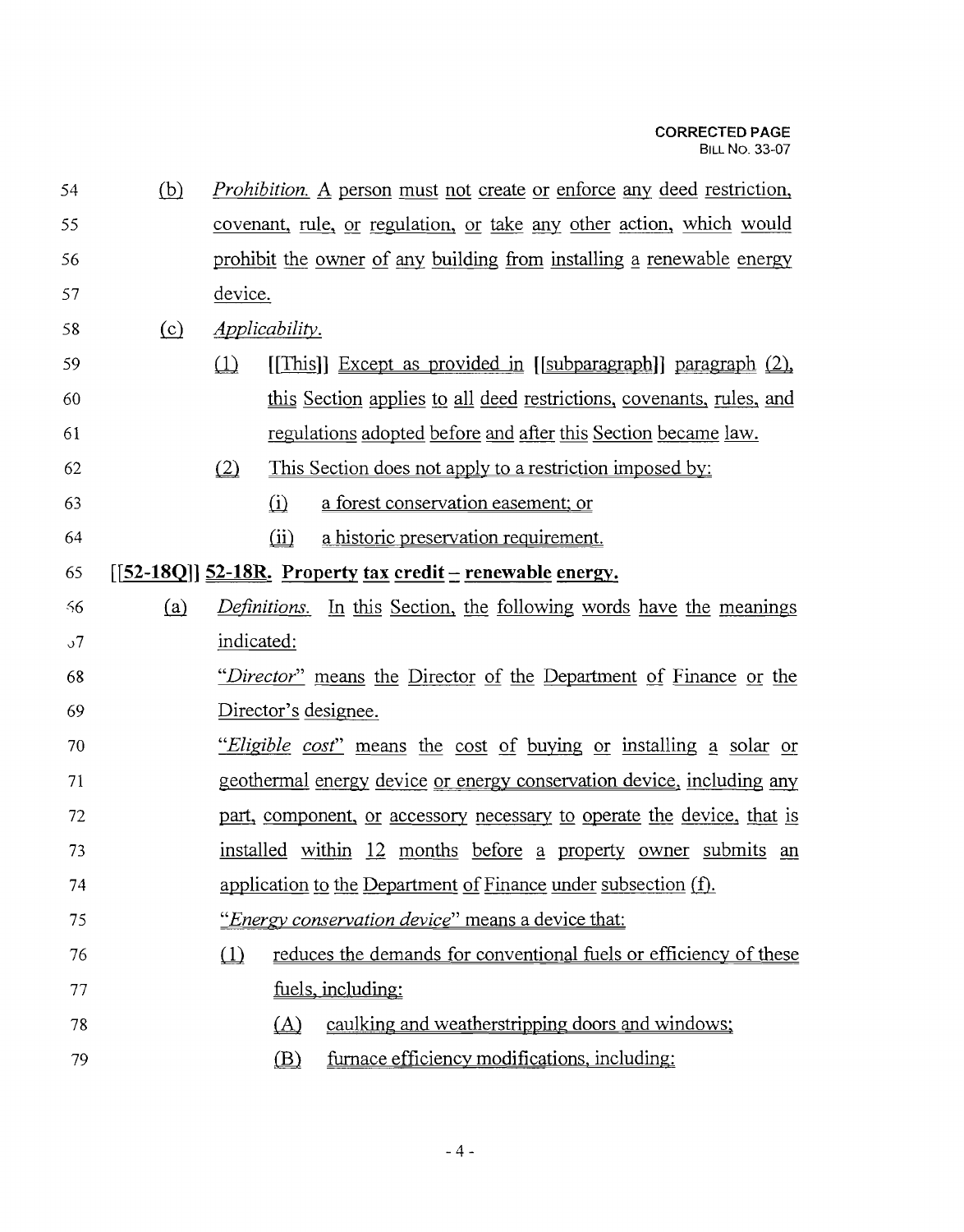(b) *Prohibition.* A person must not create or enforce any deed restriction, covenant, rule, or regulation, or take any other action, which would prohibit the owner of any building from installing a renewable energy device.

(c) *Applicability.*

(1) [[This]] Except as provided in [[subparagraph]] paragraph (2), this Section applies to all deed restrictions, covenants, rules, and regulations adopted before and after this Section became law.

(2) This Section does not apply to a restriction imposed by:

(i) a forest conservation easement; or

(ii) a historic preservation requirement.

**[[52-18Q]] 52-18R. Property tax credit – renewable energy.**

(a) *Definitions.* In this Section, the following words have the meanings indicated:

"*Director*" means the Director of the Department of Finance or the Director's designee.

"*Eligible cost*" means the cost of buying or installing a solar or geothermal energy device or energy conservation device, including any part, component, or accessory necessary to operate the device, that is installed within 12 months before a property owner submits an application to the Department of Finance under subsection (f).

"*Energy conservation device*" means a device that:

(1) reduces the demands for conventional fuels or efficiency of these fuels, including:

(A) caulking and weatherstripping doors and windows;

(B) furnace efficiency modifications, including: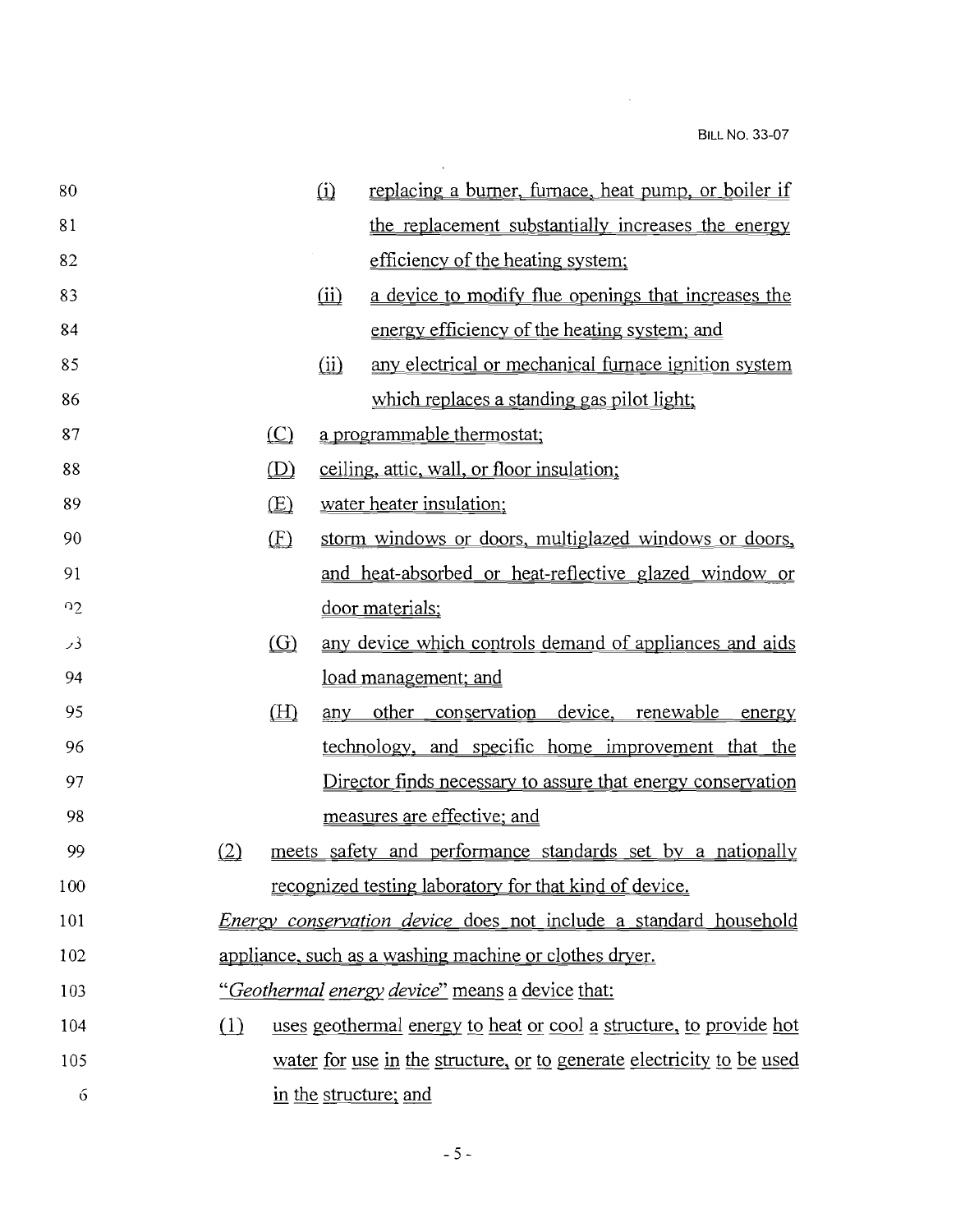(i) replacing a burner, furnace, heat pump, or boiler if the replacement substantially increases the energy efficiency of the heating system;

(ii) a device to modify flue openings that increases the energy efficiency of the heating system; and

(ii) any electrical or mechanical furnace ignition system which replaces a standing gas pilot light;

(C) a programmable thermostat;

(D) ceiling, attic, wall, or floor insulation;

(E) water heater insulation;

(F) storm windows or doors, multiglazed windows or doors, and heat-absorbed or heat-reflective glazed window or door materials;

(G) any device which controls demand of appliances and aids load management; and

(H) any other conservation device, renewable energy technology, and specific home improvement that the Director finds necessary to assure that energy conservation measures are effective; and

(2) meets safety and performance standards set by a nationally recognized testing laboratory for that kind of device.

*Energy conservation device* does not include a standard household appliance, such as a washing machine or clothes dryer.

"*Geothermal energy device*" means a device that:

(1) uses geothermal energy to heat or cool a structure, to provide hot water for use in the structure, or to generate electricity to be used in the structure; and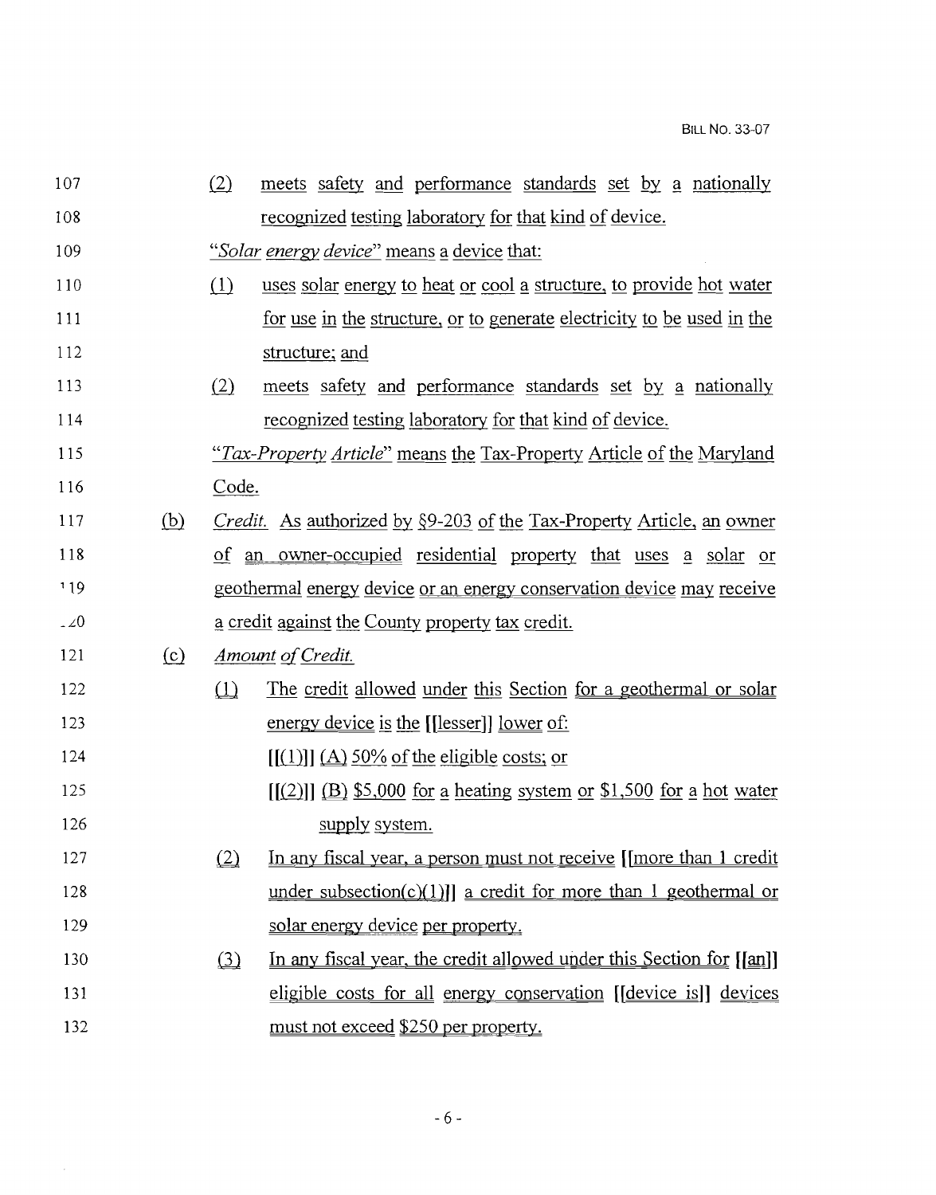107 (2) meets safety and performance standards set by a nationally
108 recognized testing laboratory for that kind of device.

109 "*Solar energy device*" means a device that:

110 (1) uses solar energy to heat or cool a structure, to provide hot water
111 for use in the structure, or to generate electricity to be used in the
112 structure; and

113 (2) meets safety and performance standards set by a nationally
114 recognized testing laboratory for that kind of device.

115 "*Tax-Property Article*" means the Tax-Property Article of the Maryland
116 Code.

117 (b) *Credit.* As authorized by §9-203 of the Tax-Property Article, an owner
118 of an owner-occupied residential property that uses a solar or
119 geothermal energy device or an energy conservation device may receive
120 a credit against the County property tax credit.

121 (c) *Amount of Credit.*

122 (1) The credit allowed under this Section for a geothermal or solar
123 energy device is the [[lesser]] lower of:

124 [[(1)]] (A) 50% of the eligible costs; or

125 [[(2)]] (B) $5,000 for a heating system or $1,500 for a hot water
126 supply system.

127 (2) In any fiscal year, a person must not receive [[more than 1 credit
128 under subsection(c)(1)]] a credit for more than 1 geothermal or
129 solar energy device per property.

130 (3) In any fiscal year, the credit allowed under this Section for [[an]]
131 eligible costs for all energy conservation [[device is]] devices
132 must not exceed $250 per property.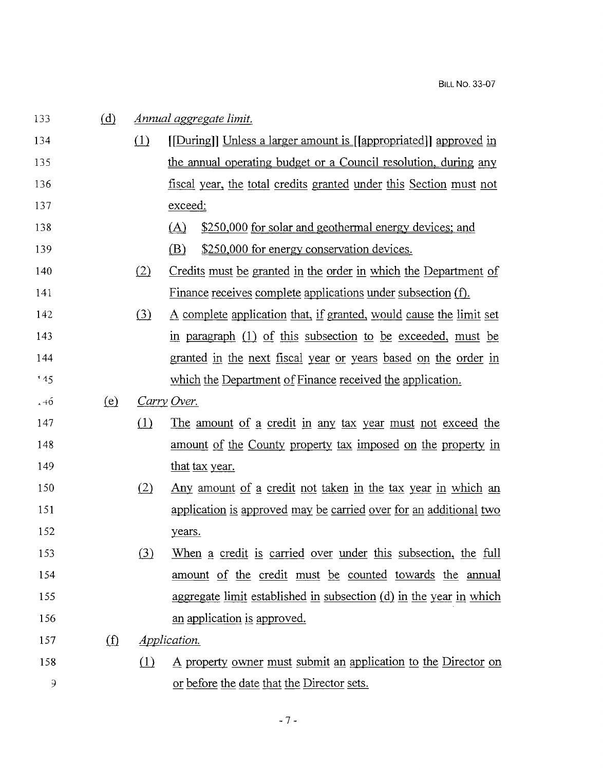(d) *Annual aggregate limit.*

(1) [[During]] Unless a larger amount is [[appropriated]] approved in the annual operating budget or a Council resolution, during any fiscal year, the total credits granted under this Section must not exceed:

(A) $250,000 for solar and geothermal energy devices; and

(B) $250,000 for energy conservation devices.

(2) Credits must be granted in the order in which the Department of Finance receives complete applications under subsection (f).

(3) A complete application that, if granted, would cause the limit set in paragraph (1) of this subsection to be exceeded, must be granted in the next fiscal year or years based on the order in which the Department of Finance received the application.

(e) *Carry Over.*

(1) The amount of a credit in any tax year must not exceed the amount of the County property tax imposed on the property in that tax year.

(2) Any amount of a credit not taken in the tax year in which an application is approved may be carried over for an additional two years.

(3) When a credit is carried over under this subsection, the full amount of the credit must be counted towards the annual aggregate limit established in subsection (d) in the year in which an application is approved.

(f) *Application.*

(1) A property owner must submit an application to the Director on or before the date that the Director sets.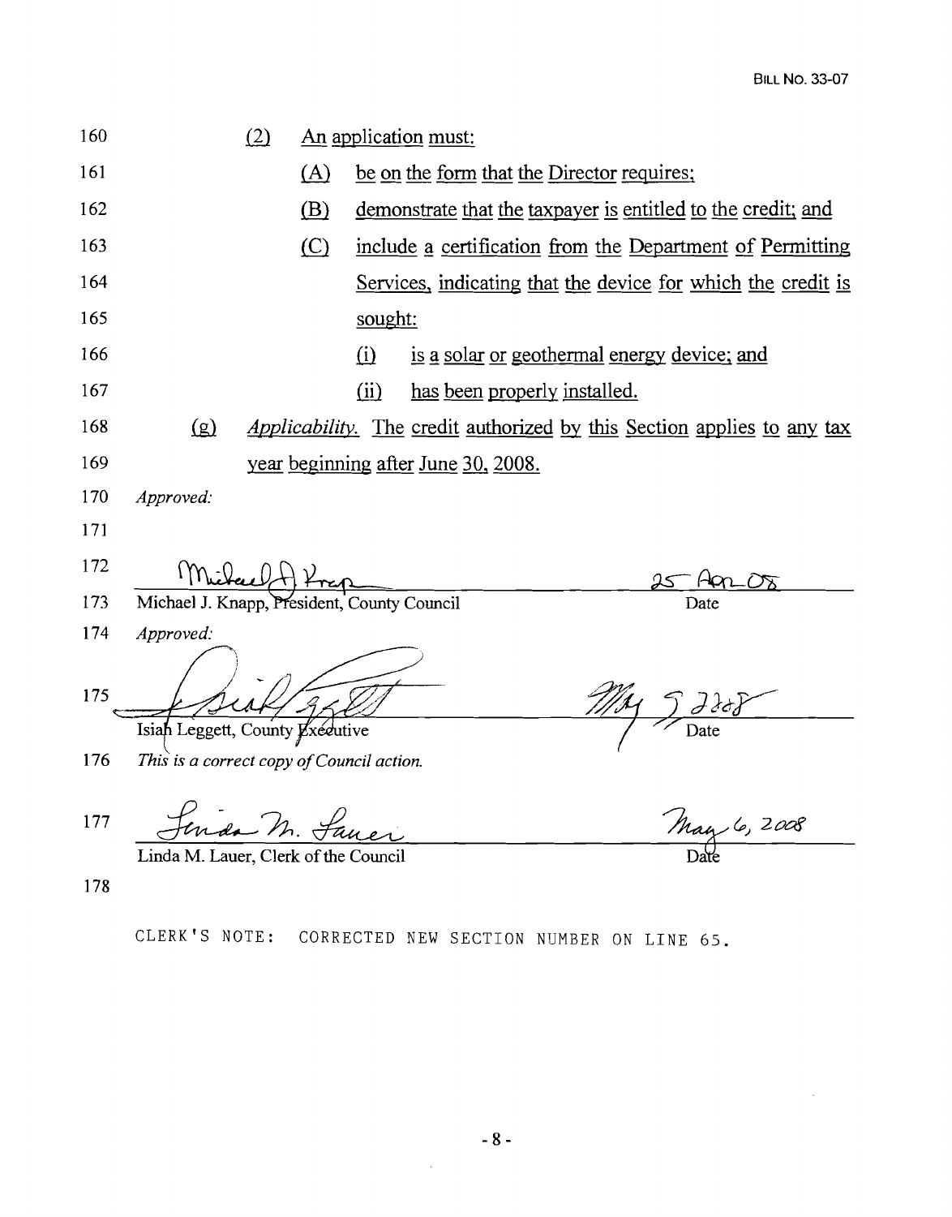160 (2) An application must:

161 (A) be on the form that the Director requires;

162 (B) demonstrate that the taxpayer is entitled to the credit; and

163 (C) include a certification from the Department of Permitting

164 Services, indicating that the device for which the credit is

165 sought:

166 (i) is a solar or geothermal energy device; and

167 (ii) has been properly installed.

168 (g) *Applicability.* The credit authorized by this Section applies to any tax

169 year beginning after June 30, 2008.

170 *Approved:*

171

172 Michael J. Knapp — 25 Apr 08

173 Michael J. Knapp, President, County Council — Date

174 *Approved:*

175 Isiah Leggett — May 5 2008

Isiah Leggett, County Executive — Date

176 *This is a correct copy of Council action.*

177 Linda M. Lauer — May 6, 2008

Linda M. Lauer, Clerk of the Council — Date

178

CLERK'S NOTE: CORRECTED NEW SECTION NUMBER ON LINE 65.